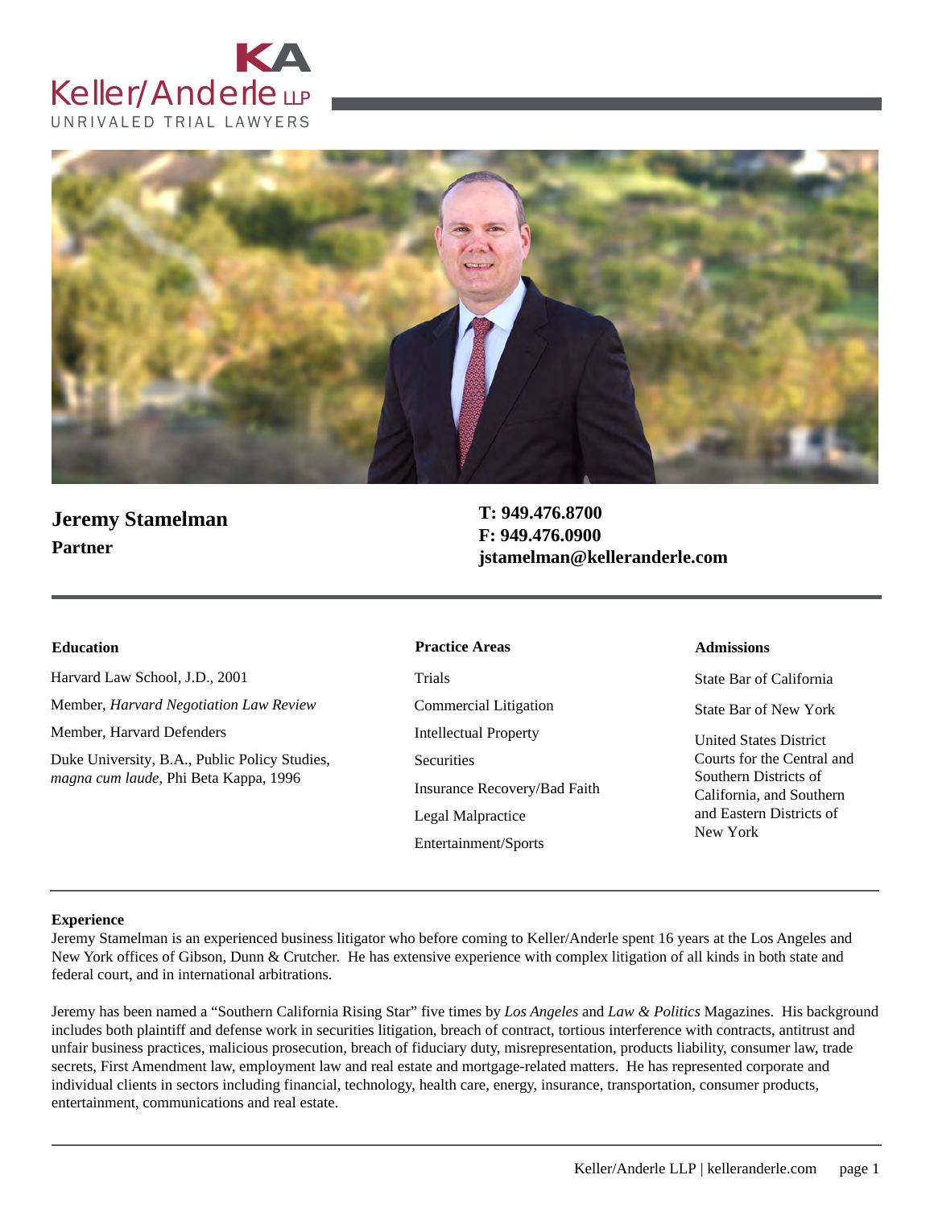Keller/Anderle LLP

UNRIVALED TRIAL LAWYERS

# Jeremy Stamelman

**Partner**

**T: 949.476.8700**
**F: 949.476.0900**
**jstamelman@kelleranderle.com**

### Education

Harvard Law School, J.D., 2001

Member, *Harvard Negotiation Law Review*

Member, Harvard Defenders

Duke University, B.A., Public Policy Studies, *magna cum laude*, Phi Beta Kappa, 1996

### Practice Areas

Trials

Commercial Litigation

Intellectual Property

Securities

Insurance Recovery/Bad Faith

Legal Malpractice

Entertainment/Sports

### Admissions

State Bar of California

State Bar of New York

United States District Courts for the Central and Southern Districts of California, and Southern and Eastern Districts of New York

### Experience

Jeremy Stamelman is an experienced business litigator who before coming to Keller/Anderle spent 16 years at the Los Angeles and New York offices of Gibson, Dunn & Crutcher. He has extensive experience with complex litigation of all kinds in both state and federal court, and in international arbitrations.

Jeremy has been named a "Southern California Rising Star" five times by *Los Angeles* and *Law & Politics* Magazines. His background includes both plaintiff and defense work in securities litigation, breach of contract, tortious interference with contracts, antitrust and unfair business practices, malicious prosecution, breach of fiduciary duty, misrepresentation, products liability, consumer law, trade secrets, First Amendment law, employment law and real estate and mortgage-related matters. He has represented corporate and individual clients in sectors including financial, technology, health care, energy, insurance, transportation, consumer products, entertainment, communications and real estate.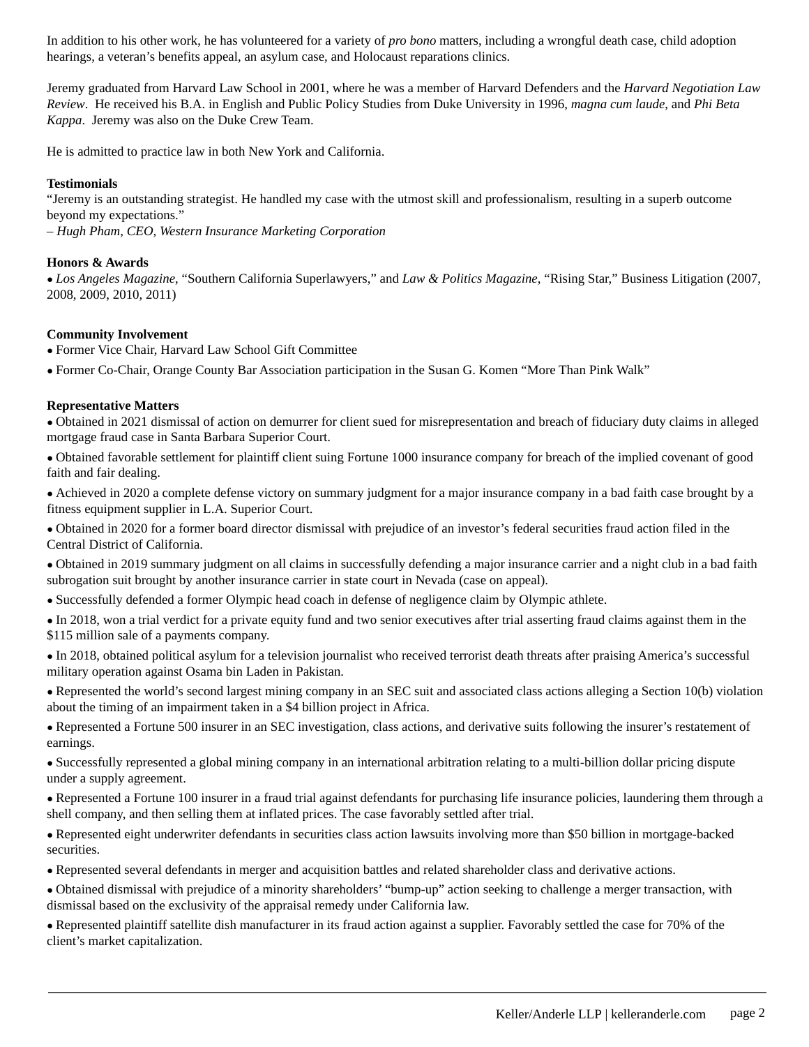In addition to his other work, he has volunteered for a variety of *pro bono* matters, including a wrongful death case, child adoption hearings, a veteran's benefits appeal, an asylum case, and Holocaust reparations clinics.

Jeremy graduated from Harvard Law School in 2001, where he was a member of Harvard Defenders and the *Harvard Negotiation Law Review*. He received his B.A. in English and Public Policy Studies from Duke University in 1996, *magna cum laude*, and *Phi Beta Kappa*. Jeremy was also on the Duke Crew Team.

He is admitted to practice law in both New York and California.

**Testimonials**

"Jeremy is an outstanding strategist. He handled my case with the utmost skill and professionalism, resulting in a superb outcome beyond my expectations."
*– Hugh Pham, CEO, Western Insurance Marketing Corporation*

**Honors & Awards**

- *Los Angeles Magazine*, "Southern California Superlawyers," and *Law & Politics Magazine*, "Rising Star," Business Litigation (2007, 2008, 2009, 2010, 2011)

**Community Involvement**

- Former Vice Chair, Harvard Law School Gift Committee
- Former Co-Chair, Orange County Bar Association participation in the Susan G. Komen "More Than Pink Walk"

**Representative Matters**

- Obtained in 2021 dismissal of action on demurrer for client sued for misrepresentation and breach of fiduciary duty claims in alleged mortgage fraud case in Santa Barbara Superior Court.
- Obtained favorable settlement for plaintiff client suing Fortune 1000 insurance company for breach of the implied covenant of good faith and fair dealing.
- Achieved in 2020 a complete defense victory on summary judgment for a major insurance company in a bad faith case brought by a fitness equipment supplier in L.A. Superior Court.
- Obtained in 2020 for a former board director dismissal with prejudice of an investor's federal securities fraud action filed in the Central District of California.
- Obtained in 2019 summary judgment on all claims in successfully defending a major insurance carrier and a night club in a bad faith subrogation suit brought by another insurance carrier in state court in Nevada (case on appeal).
- Successfully defended a former Olympic head coach in defense of negligence claim by Olympic athlete.
- In 2018, won a trial verdict for a private equity fund and two senior executives after trial asserting fraud claims against them in the $115 million sale of a payments company.
- In 2018, obtained political asylum for a television journalist who received terrorist death threats after praising America's successful military operation against Osama bin Laden in Pakistan.
- Represented the world's second largest mining company in an SEC suit and associated class actions alleging a Section 10(b) violation about the timing of an impairment taken in a $4 billion project in Africa.
- Represented a Fortune 500 insurer in an SEC investigation, class actions, and derivative suits following the insurer's restatement of earnings.
- Successfully represented a global mining company in an international arbitration relating to a multi-billion dollar pricing dispute under a supply agreement.
- Represented a Fortune 100 insurer in a fraud trial against defendants for purchasing life insurance policies, laundering them through a shell company, and then selling them at inflated prices. The case favorably settled after trial.
- Represented eight underwriter defendants in securities class action lawsuits involving more than $50 billion in mortgage-backed securities.
- Represented several defendants in merger and acquisition battles and related shareholder class and derivative actions.
- Obtained dismissal with prejudice of a minority shareholders' "bump-up" action seeking to challenge a merger transaction, with dismissal based on the exclusivity of the appraisal remedy under California law.
- Represented plaintiff satellite dish manufacturer in its fraud action against a supplier. Favorably settled the case for 70% of the client's market capitalization.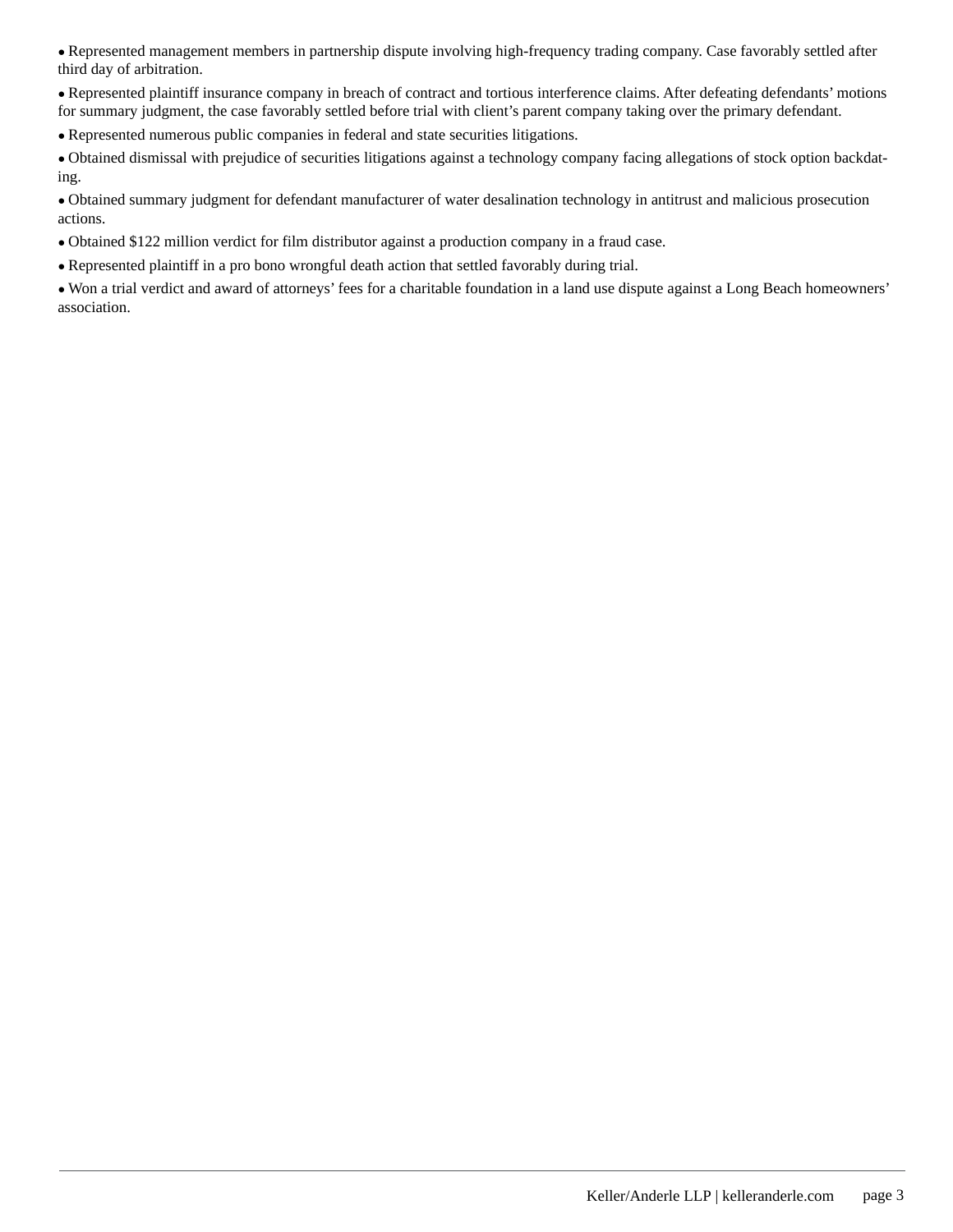- Represented management members in partnership dispute involving high-frequency trading company. Case favorably settled after third day of arbitration.
- Represented plaintiff insurance company in breach of contract and tortious interference claims. After defeating defendants' motions for summary judgment, the case favorably settled before trial with client's parent company taking over the primary defendant.
- Represented numerous public companies in federal and state securities litigations.
- Obtained dismissal with prejudice of securities litigations against a technology company facing allegations of stock option backdating.
- Obtained summary judgment for defendant manufacturer of water desalination technology in antitrust and malicious prosecution actions.
- Obtained $122 million verdict for film distributor against a production company in a fraud case.
- Represented plaintiff in a pro bono wrongful death action that settled favorably during trial.
- Won a trial verdict and award of attorneys' fees for a charitable foundation in a land use dispute against a Long Beach homeowners' association.